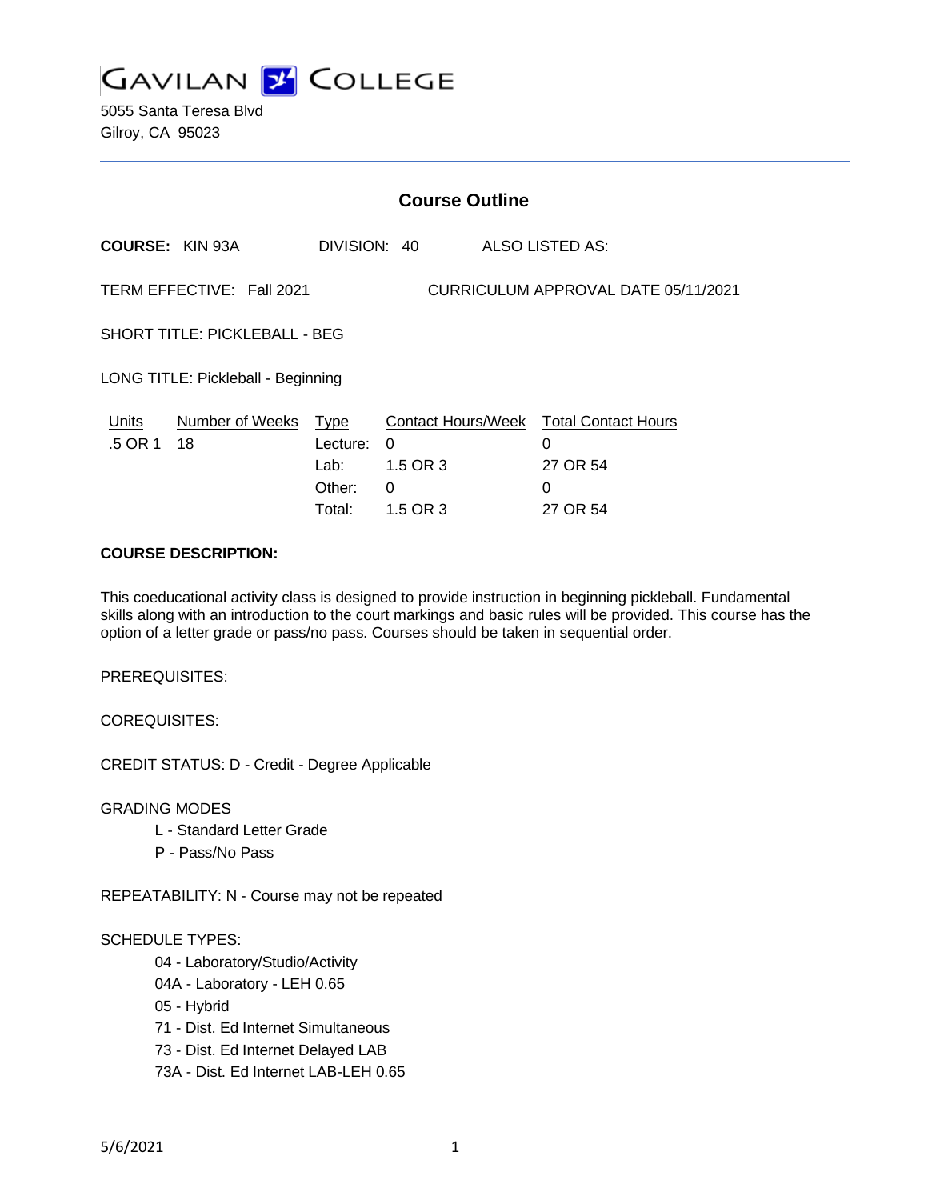# GAVILAN COLLEGE

5055 Santa Teresa Blvd
Gilroy, CA 95023

## Course Outline

**COURSE:** KIN 93A DIVISION: 40 ALSO LISTED AS:

TERM EFFECTIVE: Fall 2021 CURRICULUM APPROVAL DATE 05/11/2021

SHORT TITLE: PICKLEBALL - BEG

LONG TITLE: Pickleball - Beginning

| Units | Number of Weeks | Type | Contact Hours/Week | Total Contact Hours |
|---|---|---|---|---|
| .5 OR 1 | 18 | Lecture: | 0 | 0 |
| | | Lab: | 1.5 OR 3 | 27 OR 54 |
| | | Other: | 0 | 0 |
| | | Total: | 1.5 OR 3 | 27 OR 54 |

**COURSE DESCRIPTION:**

This coeducational activity class is designed to provide instruction in beginning pickleball. Fundamental skills along with an introduction to the court markings and basic rules will be provided. This course has the option of a letter grade or pass/no pass. Courses should be taken in sequential order.

PREREQUISITES:

COREQUISITES:

CREDIT STATUS: D - Credit - Degree Applicable

GRADING MODES

- L - Standard Letter Grade
- P - Pass/No Pass

REPEATABILITY: N - Course may not be repeated

SCHEDULE TYPES:

- 04 - Laboratory/Studio/Activity
- 04A - Laboratory - LEH 0.65
- 05 - Hybrid
- 71 - Dist. Ed Internet Simultaneous
- 73 - Dist. Ed Internet Delayed LAB
- 73A - Dist. Ed Internet LAB-LEH 0.65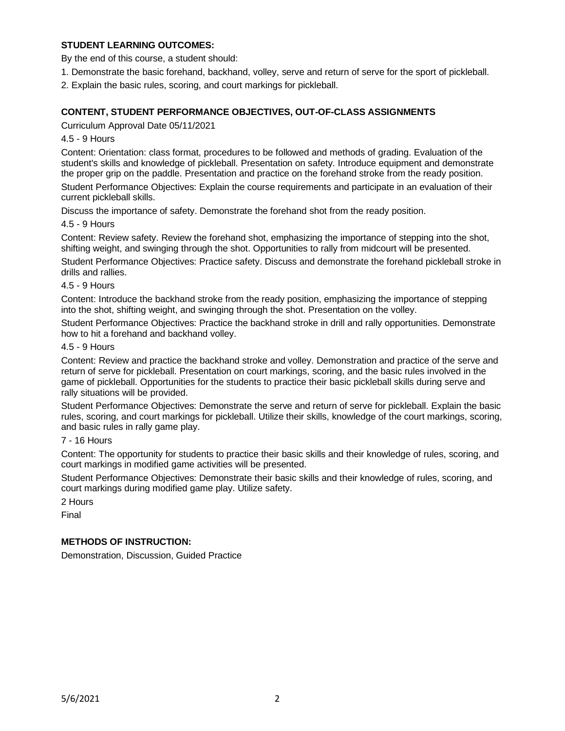**STUDENT LEARNING OUTCOMES:**

By the end of this course, a student should:

1. Demonstrate the basic forehand, backhand, volley, serve and return of serve for the sport of pickleball.
2. Explain the basic rules, scoring, and court markings for pickleball.

**CONTENT, STUDENT PERFORMANCE OBJECTIVES, OUT-OF-CLASS ASSIGNMENTS**

Curriculum Approval Date 05/11/2021

4.5 - 9 Hours

Content: Orientation: class format, procedures to be followed and methods of grading. Evaluation of the student's skills and knowledge of pickleball. Presentation on safety. Introduce equipment and demonstrate the proper grip on the paddle. Presentation and practice on the forehand stroke from the ready position.

Student Performance Objectives: Explain the course requirements and participate in an evaluation of their current pickleball skills.

Discuss the importance of safety. Demonstrate the forehand shot from the ready position.

4.5 - 9 Hours

Content: Review safety. Review the forehand shot, emphasizing the importance of stepping into the shot, shifting weight, and swinging through the shot. Opportunities to rally from midcourt will be presented.

Student Performance Objectives: Practice safety. Discuss and demonstrate the forehand pickleball stroke in drills and rallies.

4.5 - 9 Hours

Content: Introduce the backhand stroke from the ready position, emphasizing the importance of stepping into the shot, shifting weight, and swinging through the shot. Presentation on the volley.

Student Performance Objectives: Practice the backhand stroke in drill and rally opportunities. Demonstrate how to hit a forehand and backhand volley.

4.5 - 9 Hours

Content: Review and practice the backhand stroke and volley. Demonstration and practice of the serve and return of serve for pickleball. Presentation on court markings, scoring, and the basic rules involved in the game of pickleball. Opportunities for the students to practice their basic pickleball skills during serve and rally situations will be provided.

Student Performance Objectives: Demonstrate the serve and return of serve for pickleball. Explain the basic rules, scoring, and court markings for pickleball. Utilize their skills, knowledge of the court markings, scoring, and basic rules in rally game play.

7 - 16 Hours

Content: The opportunity for students to practice their basic skills and their knowledge of rules, scoring, and court markings in modified game activities will be presented.

Student Performance Objectives: Demonstrate their basic skills and their knowledge of rules, scoring, and court markings during modified game play. Utilize safety.

2 Hours

Final

**METHODS OF INSTRUCTION:**

Demonstration, Discussion, Guided Practice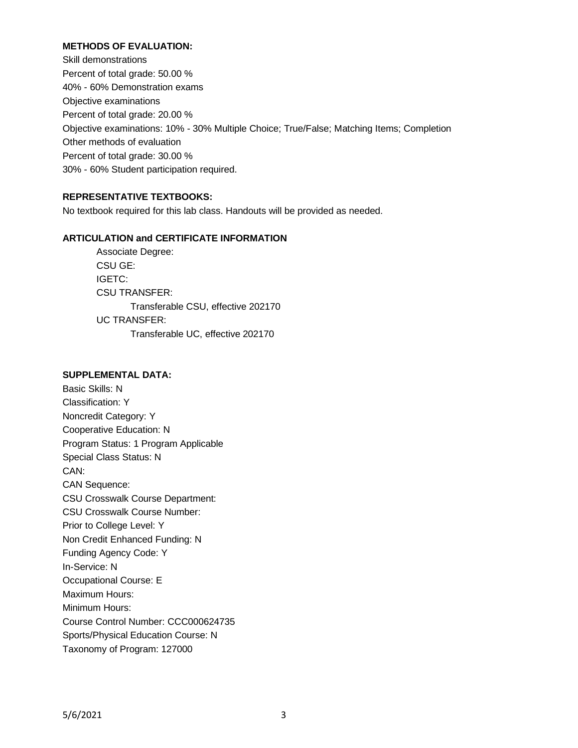**METHODS OF EVALUATION:**

Skill demonstrations
Percent of total grade: 50.00 %
40% - 60% Demonstration exams
Objective examinations
Percent of total grade: 20.00 %
Objective examinations: 10% - 30% Multiple Choice; True/False; Matching Items; Completion
Other methods of evaluation
Percent of total grade: 30.00 %
30% - 60% Student participation required.

**REPRESENTATIVE TEXTBOOKS:**

No textbook required for this lab class. Handouts will be provided as needed.

**ARTICULATION and CERTIFICATE INFORMATION**

Associate Degree:
CSU GE:
IGETC:
CSU TRANSFER:
Transferable CSU, effective 202170
UC TRANSFER:
Transferable UC, effective 202170

**SUPPLEMENTAL DATA:**

Basic Skills: N
Classification: Y
Noncredit Category: Y
Cooperative Education: N
Program Status: 1 Program Applicable
Special Class Status: N
CAN:
CAN Sequence:
CSU Crosswalk Course Department:
CSU Crosswalk Course Number:
Prior to College Level: Y
Non Credit Enhanced Funding: N
Funding Agency Code: Y
In-Service: N
Occupational Course: E
Maximum Hours:
Minimum Hours:
Course Control Number: CCC000624735
Sports/Physical Education Course: N
Taxonomy of Program: 127000